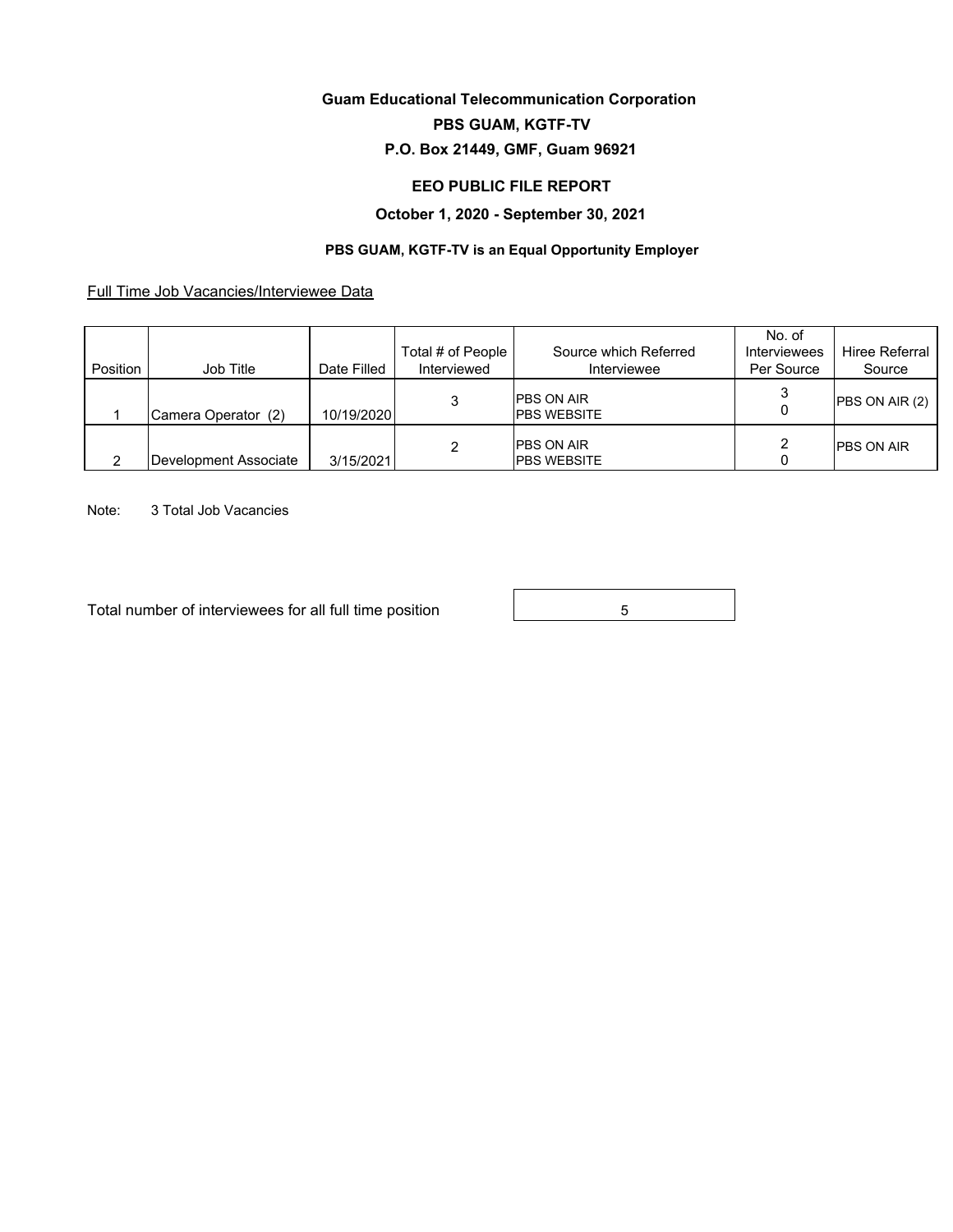# Guam Educational Telecommunication Corporation

## PBS GUAM, KGTF-TV

### P.O. Box 21449, GMF, Guam 96921

### EEO PUBLIC FILE REPORT

### October 1, 2020 - September 30, 2021

**PBS GUAM, KGTF-TV is an Equal Opportunity Employer**

Full Time Job Vacancies/Interviewee Data

| Position | Job Title | Date Filled | Total # of People Interviewed | Source which Referred Interviewee | No. of Interviewees Per Source | Hiree Referral Source |
|---|---|---|---|---|---|---|
| 1 | Camera Operator (2) | 10/19/2020 | 3 | PBS ON AIR<br>PBS WEBSITE | 3<br>0 | PBS ON AIR (2) |
| 2 | Development Associate | 3/15/2021 | 2 | PBS ON AIR<br>PBS WEBSITE | 2<br>0 | PBS ON AIR |

Note: 3 Total Job Vacancies

Total number of interviewees for all full time position: 5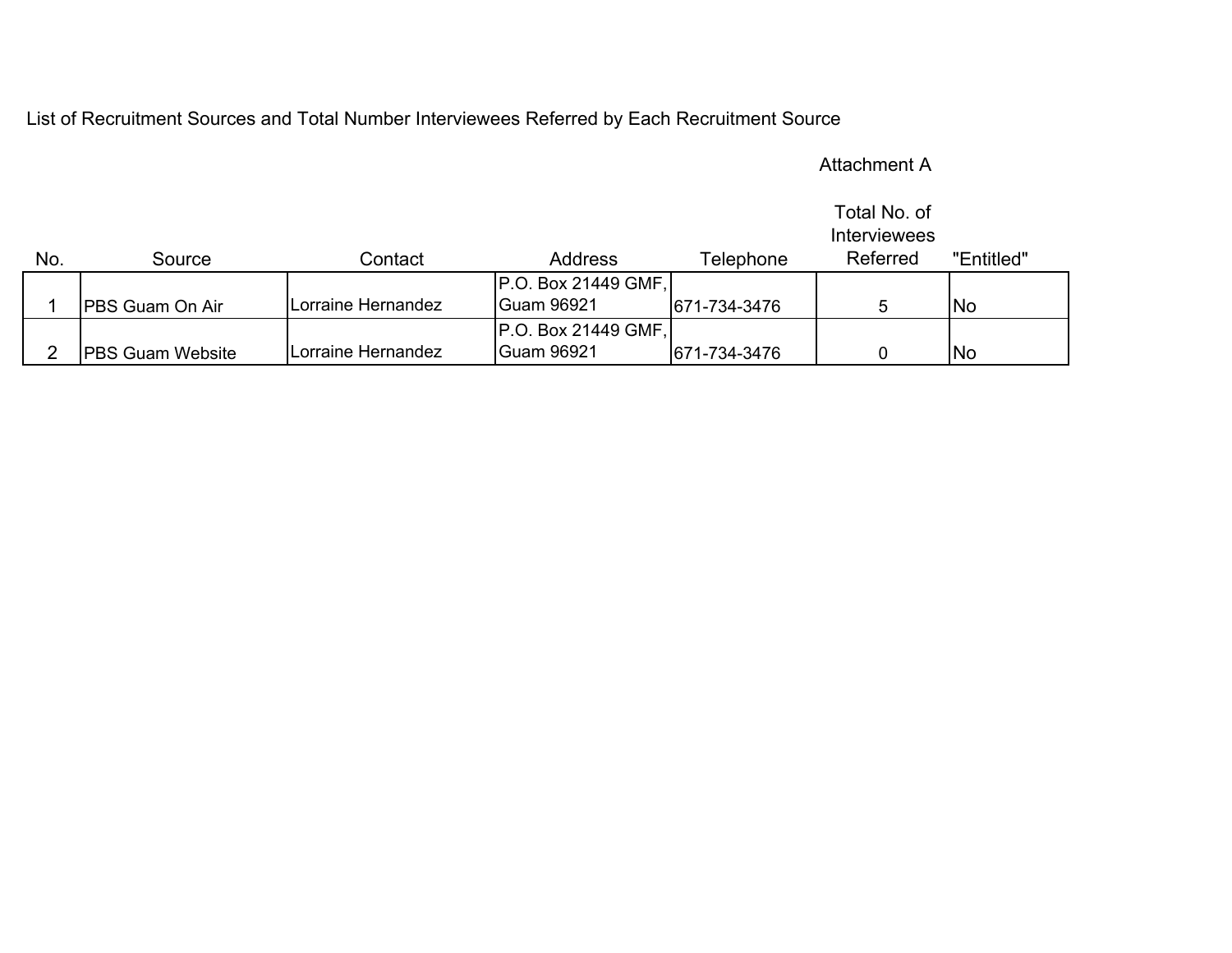List of Recruitment Sources and Total Number Interviewees Referred by Each Recruitment Source

Attachment A

| No. | Source | Contact | Address | Telephone | Total No. of Interviewees Referred | "Entitled" |
|---|---|---|---|---|---|---|
| 1 | PBS Guam On Air | Lorraine Hernandez | P.O. Box 21449 GMF, Guam 96921 | 671-734-3476 | 5 | No |
| 2 | PBS Guam Website | Lorraine Hernandez | P.O. Box 21449 GMF, Guam 96921 | 671-734-3476 | 0 | No |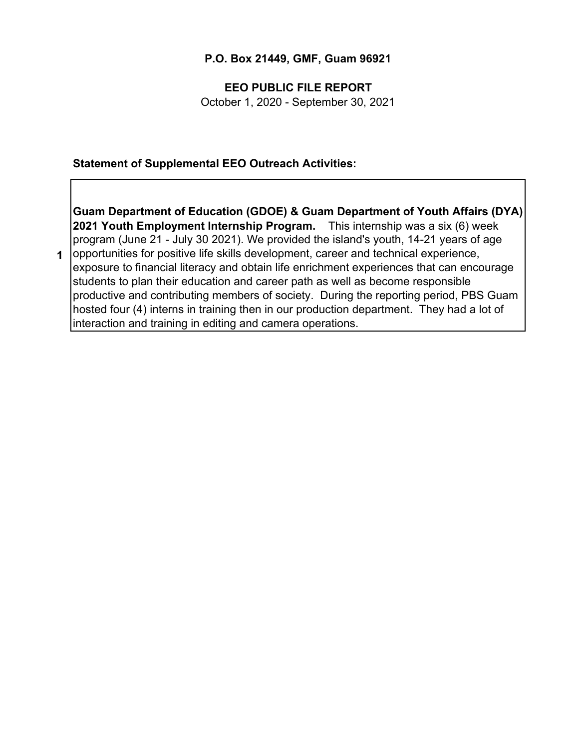**P.O. Box 21449, GMF, Guam 96921**

**EEO PUBLIC FILE REPORT**

October 1, 2020 - September 30, 2021

**Statement of Supplemental EEO Outreach Activities:**

| | |
|---|---|
| **1** | **Guam Department of Education (GDOE) & Guam Department of Youth Affairs (DYA) 2021 Youth Employment Internship Program.** This internship was a six (6) week program (June 21 - July 30 2021). We provided the island's youth, 14-21 years of age opportunities for positive life skills development, career and technical experience, exposure to financial literacy and obtain life enrichment experiences that can encourage students to plan their education and career path as well as become responsible productive and contributing members of society. During the reporting period, PBS Guam hosted four (4) interns in training then in our production department. They had a lot of interaction and training in editing and camera operations. |